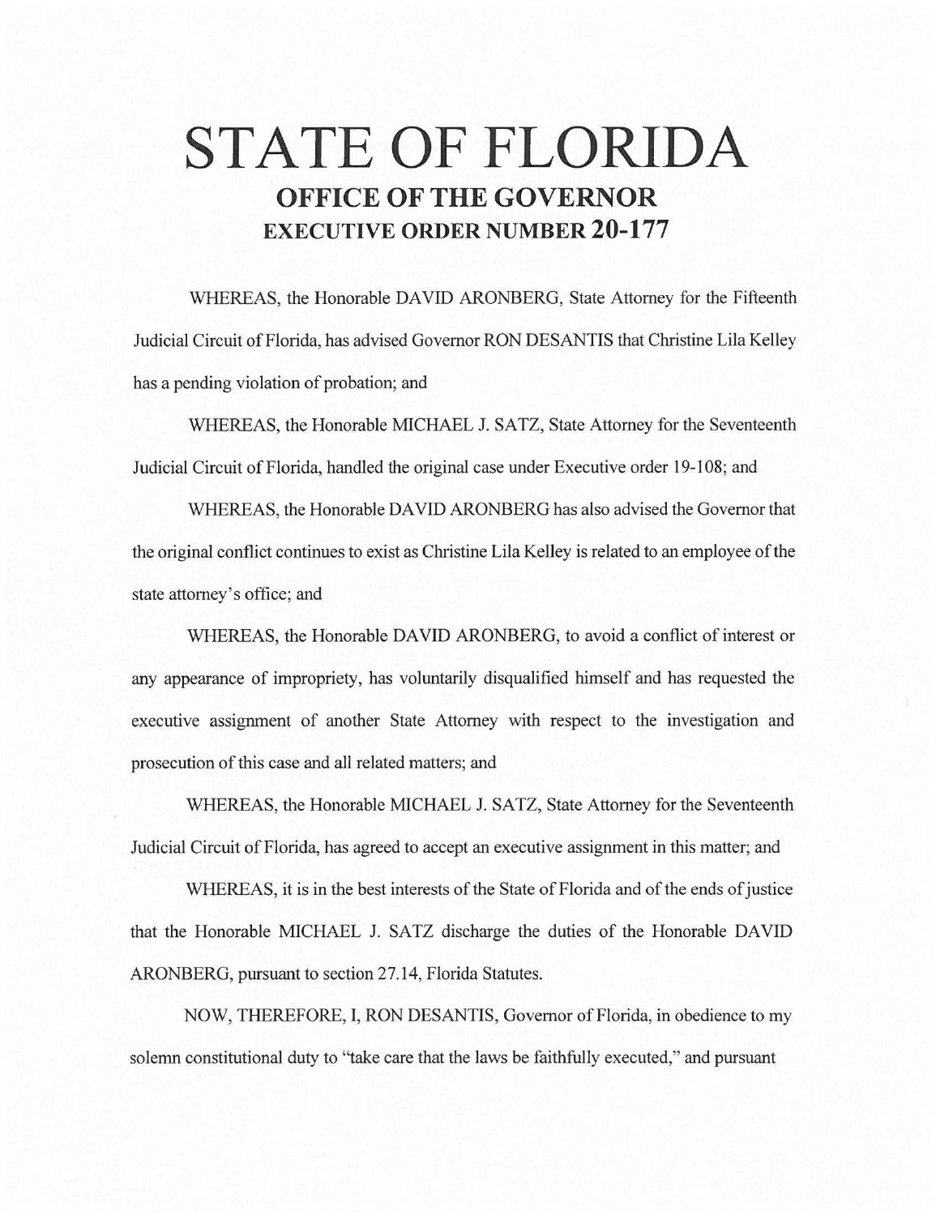# STATE OF FLORIDA
## OFFICE OF THE GOVERNOR
## EXECUTIVE ORDER NUMBER 20-177

WHEREAS, the Honorable DAVID ARONBERG, State Attorney for the Fifteenth Judicial Circuit of Florida, has advised Governor RON DESANTIS that Christine Lila Kelley has a pending violation of probation; and

WHEREAS, the Honorable MICHAEL J. SATZ, State Attorney for the Seventeenth Judicial Circuit of Florida, handled the original case under Executive order 19-108; and

WHEREAS, the Honorable DAVID ARONBERG has also advised the Governor that the original conflict continues to exist as Christine Lila Kelley is related to an employee of the state attorney's office; and

WHEREAS, the Honorable DAVID ARONBERG, to avoid a conflict of interest or any appearance of impropriety, has voluntarily disqualified himself and has requested the executive assignment of another State Attorney with respect to the investigation and prosecution of this case and all related matters; and

WHEREAS, the Honorable MICHAEL J. SATZ, State Attorney for the Seventeenth Judicial Circuit of Florida, has agreed to accept an executive assignment in this matter; and

WHEREAS, it is in the best interests of the State of Florida and of the ends of justice that the Honorable MICHAEL J. SATZ discharge the duties of the Honorable DAVID ARONBERG, pursuant to section 27.14, Florida Statutes.

NOW, THEREFORE, I, RON DESANTIS, Governor of Florida, in obedience to my solemn constitutional duty to "take care that the laws be faithfully executed," and pursuant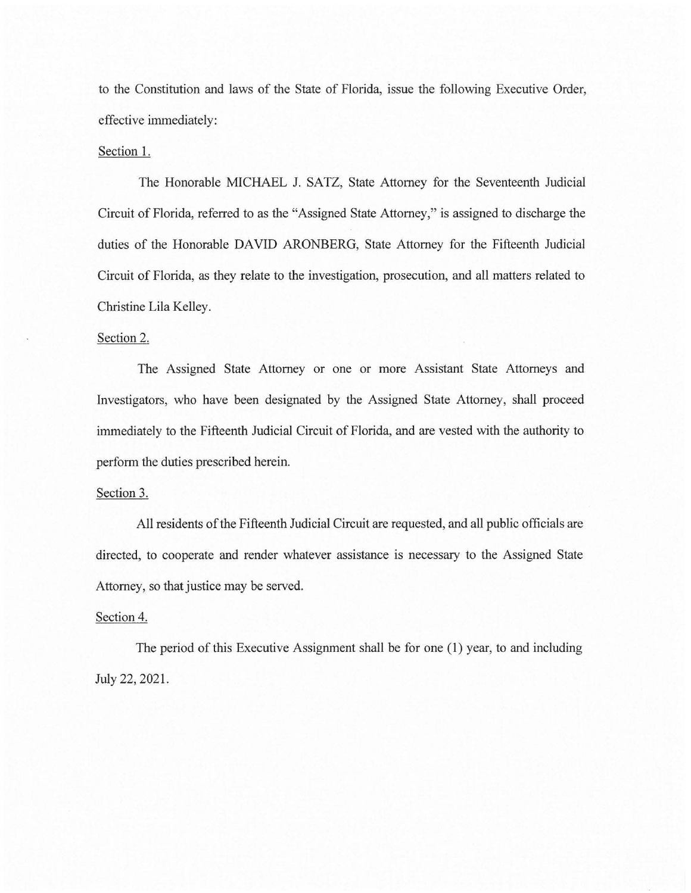to the Constitution and laws of the State of Florida, issue the following Executive Order, effective immediately:

Section 1.

The Honorable MICHAEL J. SATZ, State Attorney for the Seventeenth Judicial Circuit of Florida, referred to as the "Assigned State Attorney," is assigned to discharge the duties of the Honorable DAVID ARONBERG, State Attorney for the Fifteenth Judicial Circuit of Florida, as they relate to the investigation, prosecution, and all matters related to Christine Lila Kelley.

Section 2.

The Assigned State Attorney or one or more Assistant State Attorneys and Investigators, who have been designated by the Assigned State Attorney, shall proceed immediately to the Fifteenth Judicial Circuit of Florida, and are vested with the authority to perform the duties prescribed herein.

Section 3.

All residents of the Fifteenth Judicial Circuit are requested, and all public officials are directed, to cooperate and render whatever assistance is necessary to the Assigned State Attorney, so that justice may be served.

Section 4.

The period of this Executive Assignment shall be for one (1) year, to and including July 22, 2021.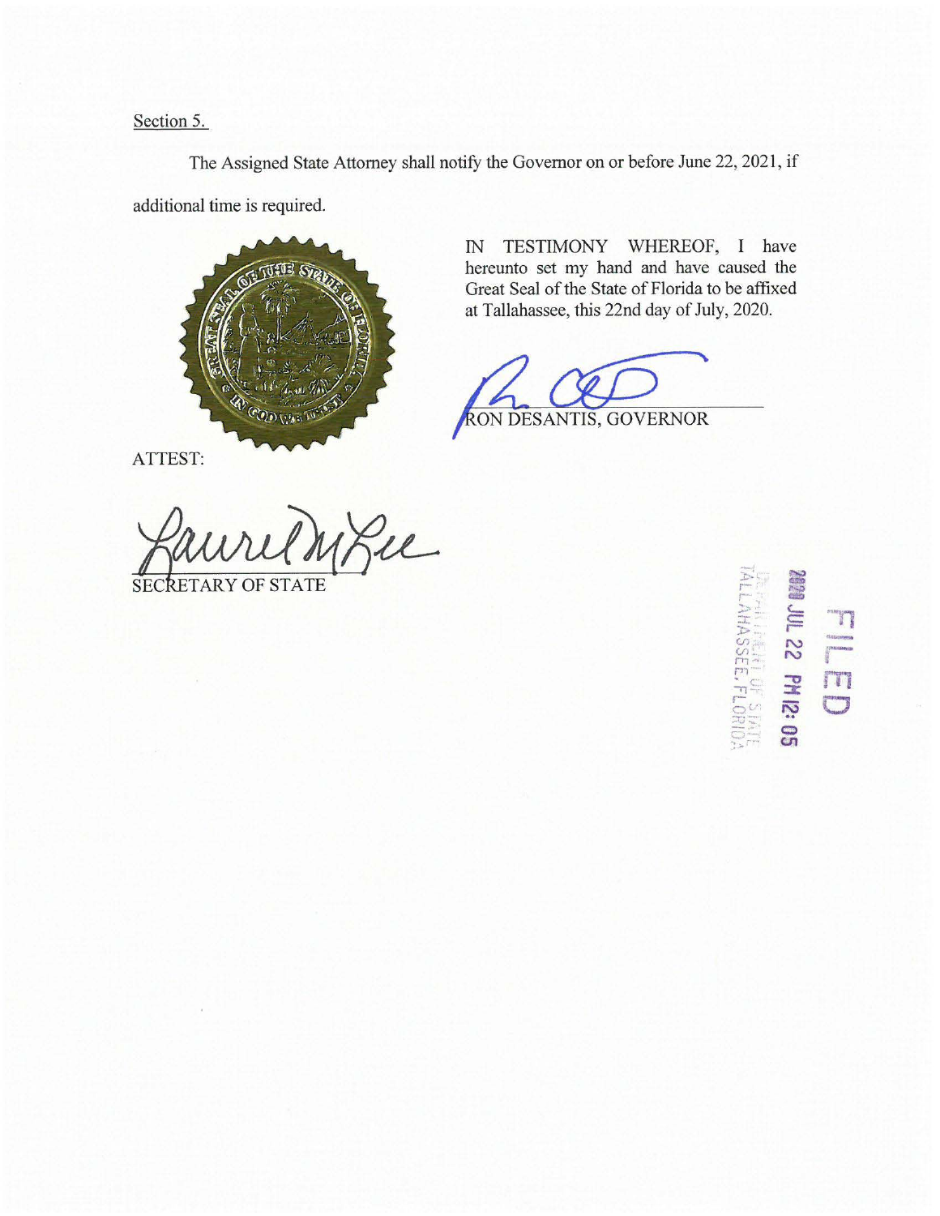Section 5.

The Assigned State Attorney shall notify the Governor on or before June 22, 2021, if additional time is required.

IN TESTIMONY WHEREOF, I have hereunto set my hand and have caused the Great Seal of the State of Florida to be affixed at Tallahassee, this 22nd day of July, 2020.

RON DESANTIS, GOVERNOR

ATTEST:

SECRETARY OF STATE

FILED
2020 JUL 22 PM 12:05
DEPARTMENT OF STATE
TALLAHASSEE, FLORIDA